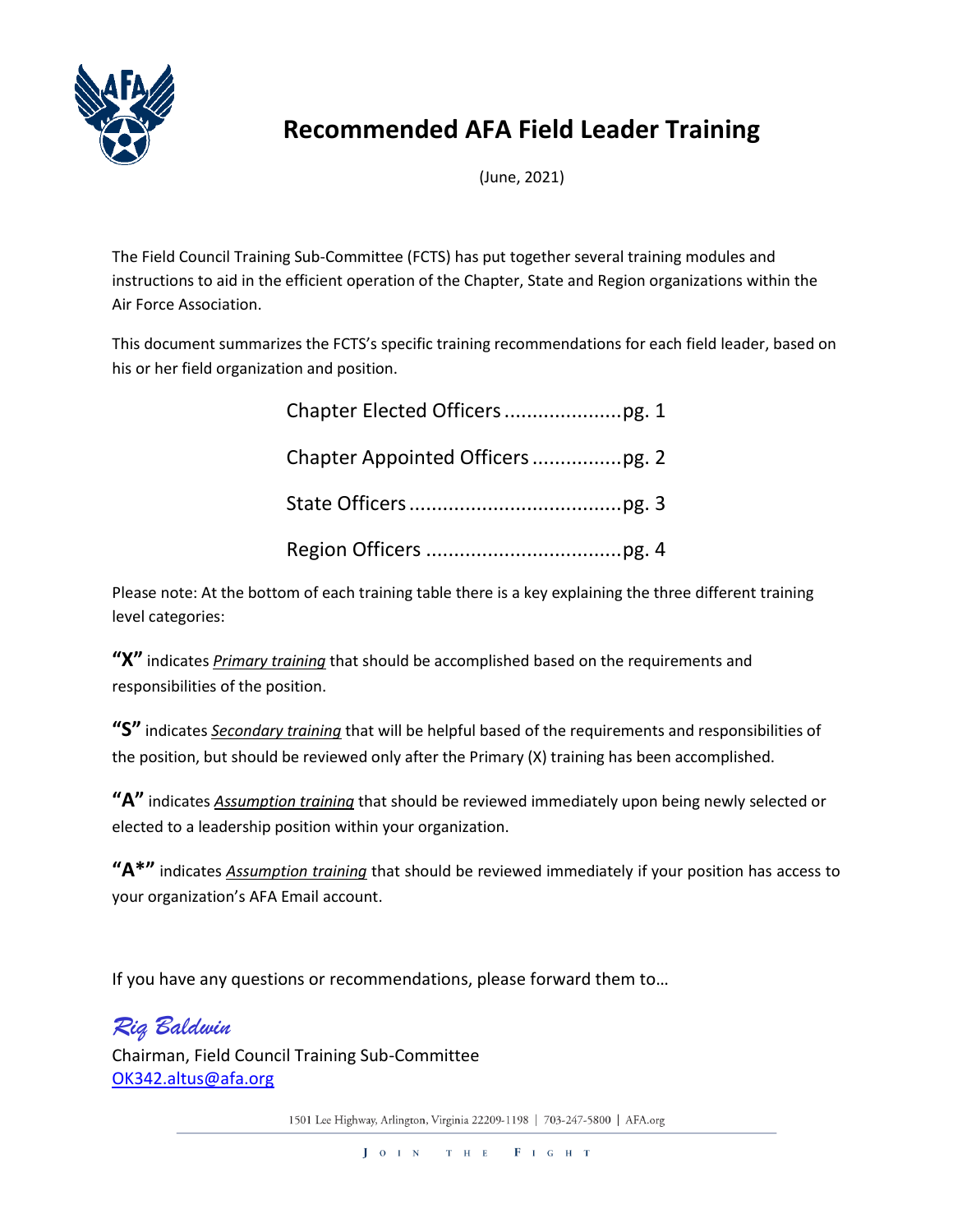# Recommended AFA Field Leader Training

(June, 2021)

The Field Council Training Sub-Committee (FCTS) has put together several training modules and instructions to aid in the efficient operation of the Chapter, State and Region organizations within the Air Force Association.

This document summarizes the FCTS's specific training recommendations for each field leader, based on his or her field organization and position.

- Chapter Elected Officers .....................pg. 1
- Chapter Appointed Officers ................pg. 2
- State Officers ......................................pg. 3
- Region Officers ...................................pg. 4

Please note: At the bottom of each training table there is a key explaining the three different training level categories:

**"X"** indicates *Primary training* that should be accomplished based on the requirements and responsibilities of the position.

**"S"** indicates *Secondary training* that will be helpful based of the requirements and responsibilities of the position, but should be reviewed only after the Primary (X) training has been accomplished.

**"A"** indicates *Assumption training* that should be reviewed immediately upon being newly selected or elected to a leadership position within your organization.

**"A*"** indicates *Assumption training* that should be reviewed immediately if your position has access to your organization's AFA Email account.

If you have any questions or recommendations, please forward them to…

*Riz Baldwin*
Chairman, Field Council Training Sub-Committee
OK342.altus@afa.org

1501 Lee Highway, Arlington, Virginia 22209-1198 | 703-247-5800 | AFA.org

JOIN THE FIGHT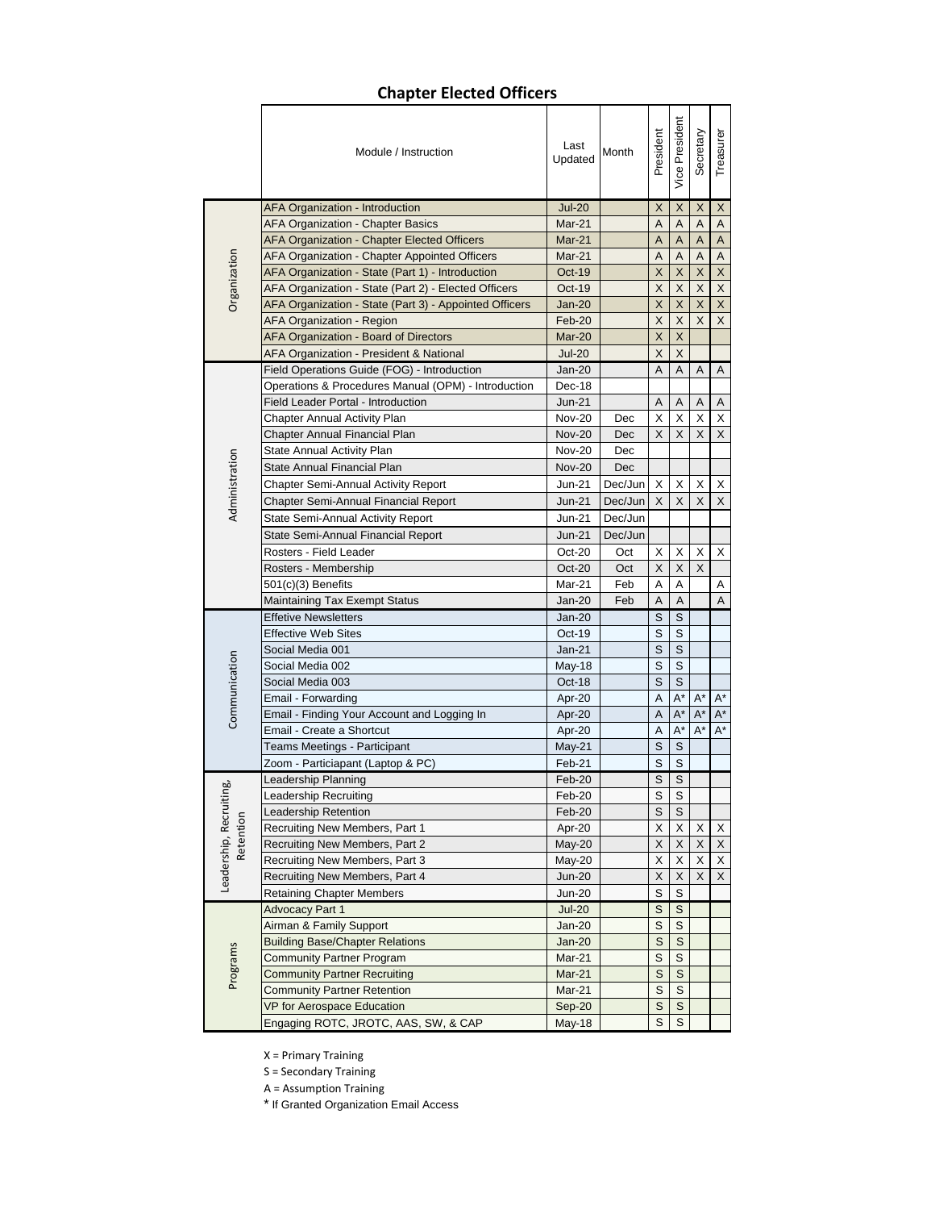# Chapter Elected Officers

| | Module / Instruction | Last Updated | Month | President | Vice President | Secretary | Treasurer |
|---|---|---|---|---|---|---|---|
| Organization | AFA Organization - Introduction | Jul-20 | | X | X | X | X |
| | AFA Organization - Chapter Basics | Mar-21 | | A | A | A | A |
| | AFA Organization - Chapter Elected Officers | Mar-21 | | A | A | A | A |
| | AFA Organization - Chapter Appointed Officers | Mar-21 | | A | A | A | A |
| | AFA Organization - State (Part 1) - Introduction | Oct-19 | | X | X | X | X |
| | AFA Organization - State (Part 2) - Elected Officers | Oct-19 | | X | X | X | X |
| | AFA Organization - State (Part 3) - Appointed Officers | Jan-20 | | X | X | X | X |
| | AFA Organization - Region | Feb-20 | | X | X | X | X |
| | AFA Organization - Board of Directors | Mar-20 | | X | X | | |
| | AFA Organization - President & National | Jul-20 | | X | X | | |
| Administration | Field Operations Guide (FOG) - Introduction | Jan-20 | | A | A | A | A |
| | Operations & Procedures Manual (OPM) - Introduction | Dec-18 | | | | | |
| | Field Leader Portal - Introduction | Jun-21 | | A | A | A | A |
| | Chapter Annual Activity Plan | Nov-20 | Dec | X | X | X | X |
| | Chapter Annual Financial Plan | Nov-20 | Dec | X | X | X | X |
| | State Annual Activity Plan | Nov-20 | Dec | | | | |
| | State Annual Financial Plan | Nov-20 | Dec | | | | |
| | Chapter Semi-Annual Activity Report | Jun-21 | Dec/Jun | X | X | X | X |
| | Chapter Semi-Annual Financial Report | Jun-21 | Dec/Jun | X | X | X | X |
| | State Semi-Annual Activity Report | Jun-21 | Dec/Jun | | | | |
| | State Semi-Annual Financial Report | Jun-21 | Dec/Jun | | | | |
| | Rosters - Field Leader | Oct-20 | Oct | X | X | X | X |
| | Rosters - Membership | Oct-20 | Oct | X | X | X | |
| | 501(c)(3) Benefits | Mar-21 | Feb | A | A | | A |
| | Maintaining Tax Exempt Status | Jan-20 | Feb | A | A | | A |
| Communication | Effetive Newsletters | Jan-20 | | S | S | | |
| | Effective Web Sites | Oct-19 | | S | S | | |
| | Social Media 001 | Jan-21 | | S | S | | |
| | Social Media 002 | May-18 | | S | S | | |
| | Social Media 003 | Oct-18 | | S | S | | |
| | Email - Forwarding | Apr-20 | | A | A* | A* | A* |
| | Email - Finding Your Account and Logging In | Apr-20 | | A | A* | A* | A* |
| | Email - Create a Shortcut | Apr-20 | | A | A* | A* | A* |
| | Teams Meetings - Participant | May-21 | | S | S | | |
| | Zoom - Particiapant (Laptop & PC) | Feb-21 | | S | S | | |
| Leadership, Recruiting, Retention | Leadership Planning | Feb-20 | | S | S | | |
| | Leadership Recruiting | Feb-20 | | S | S | | |
| | Leadership Retention | Feb-20 | | S | S | | |
| | Recruiting New Members, Part 1 | Apr-20 | | X | X | X | X |
| | Recruiting New Members, Part 2 | May-20 | | X | X | X | X |
| | Recruiting New Members, Part 3 | May-20 | | X | X | X | X |
| | Recruiting New Members, Part 4 | Jun-20 | | X | X | X | X |
| | Retaining Chapter Members | Jun-20 | | S | S | | |
| Programs | Advocacy Part 1 | Jul-20 | | S | S | | |
| | Airman & Family Support | Jan-20 | | S | S | | |
| | Building Base/Chapter Relations | Jan-20 | | S | S | | |
| | Community Partner Program | Mar-21 | | S | S | | |
| | Community Partner Recruiting | Mar-21 | | S | S | | |
| | Community Partner Retention | Mar-21 | | S | S | | |
| | VP for Aerospace Education | Sep-20 | | S | S | | |
| | Engaging ROTC, JROTC, AAS, SW, & CAP | May-18 | | S | S | | |

X = Primary Training

S = Secondary Training

A = Assumption Training

* If Granted Organization Email Access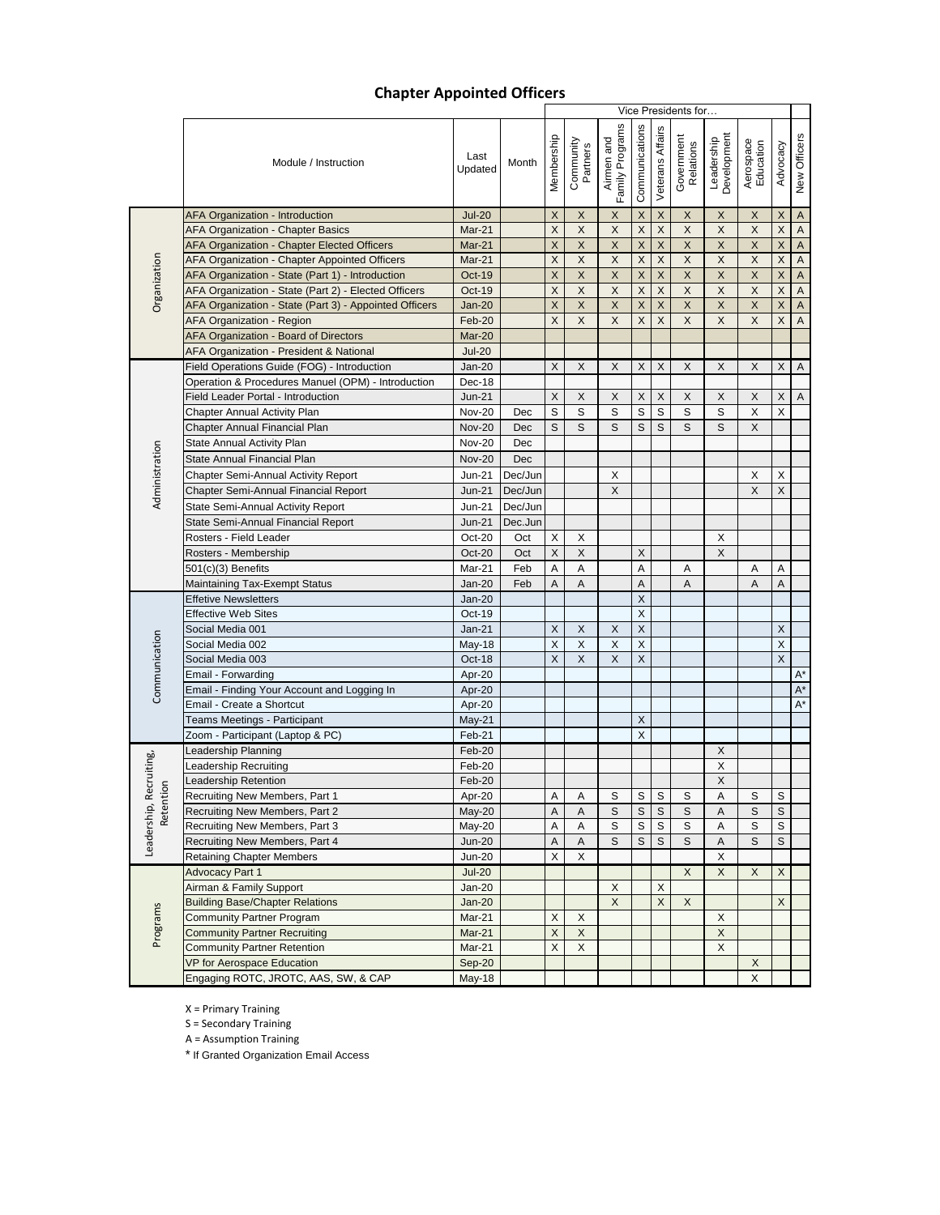# Chapter Appointed Officers

| | Module / Instruction | Last Updated | Month | Vice Presidents for… | | | | | | | | | |
|---|---|---|---|---|---|---|---|---|---|---|---|---|---|
| | | | | Membership | Community Partners | Airmen and Family Programs | Communications | Veterans Affairs | Government Relations | Leadership Development | Aerospace Education | Advocacy | New Officers |
| Organization | AFA Organization - Introduction | Jul-20 | | X | X | X | X | X | X | X | X | X | A |
| | AFA Organization - Chapter Basics | Mar-21 | | X | X | X | X | X | X | X | X | X | A |
| | AFA Organization - Chapter Elected Officers | Mar-21 | | X | X | X | X | X | X | X | X | X | A |
| | AFA Organization - Chapter Appointed Officers | Mar-21 | | X | X | X | X | X | X | X | X | X | A |
| | AFA Organization - State (Part 1) - Introduction | Oct-19 | | X | X | X | X | X | X | X | X | X | A |
| | AFA Organization - State (Part 2) - Elected Officers | Oct-19 | | X | X | X | X | X | X | X | X | X | A |
| | AFA Organization - State (Part 3) - Appointed Officers | Jan-20 | | X | X | X | X | X | X | X | X | X | A |
| | AFA Organization - Region | Feb-20 | | X | X | X | X | X | X | X | X | X | A |
| | AFA Organization - Board of Directors | Mar-20 | | | | | | | | | | | |
| | AFA Organization - President & National | Jul-20 | | | | | | | | | | | |
| Administration | Field Operations Guide (FOG) - Introduction | Jan-20 | | X | X | X | X | X | X | X | X | X | A |
| | Operation & Procedures Manuel (OPM) - Introduction | Dec-18 | | | | | | | | | | | |
| | Field Leader Portal - Introduction | Jun-21 | | X | X | X | X | X | X | X | X | X | A |
| | Chapter Annual Activity Plan | Nov-20 | Dec | S | S | S | S | S | S | S | X | X | |
| | Chapter Annual Financial Plan | Nov-20 | Dec | S | S | S | S | S | S | S | X | | |
| | State Annual Activity Plan | Nov-20 | Dec | | | | | | | | | | |
| | State Annual Financial Plan | Nov-20 | Dec | | | | | | | | | | |
| | Chapter Semi-Annual Activity Report | Jun-21 | Dec/Jun | | | X | | | | | X | X | |
| | Chapter Semi-Annual Financial Report | Jun-21 | Dec/Jun | | | X | | | | | X | X | |
| | State Semi-Annual Activity Report | Jun-21 | Dec/Jun | | | | | | | | | | |
| | State Semi-Annual Financial Report | Jun-21 | Dec.Jun | | | | | | | | | | |
| | Rosters - Field Leader | Oct-20 | Oct | X | X | | | | | X | | | |
| | Rosters - Membership | Oct-20 | Oct | X | X | | X | | | X | | | |
| | 501(c)(3) Benefits | Mar-21 | Feb | A | A | | A | | A | | A | A | |
| | Maintaining Tax-Exempt Status | Jan-20 | Feb | A | A | | A | | A | | A | A | |
| Communication | Effetive Newsletters | Jan-20 | | | | | X | | | | | | |
| | Effective Web Sites | Oct-19 | | | | | X | | | | | | |
| | Social Media 001 | Jan-21 | | X | X | X | X | | | | | X | |
| | Social Media 002 | May-18 | | X | X | X | X | | | | | X | |
| | Social Media 003 | Oct-18 | | X | X | X | X | | | | | X | |
| | Email - Forwarding | Apr-20 | | | | | | | | | | | A* |
| | Email - Finding Your Account and Logging In | Apr-20 | | | | | | | | | | | A* |
| | Email - Create a Shortcut | Apr-20 | | | | | | | | | | | A* |
| | Teams Meetings - Participant | May-21 | | | | | X | | | | | | |
| | Zoom - Participant (Laptop & PC) | Feb-21 | | | | | X | | | | | | |
| Leadership, Recruiting, Retention | Leadership Planning | Feb-20 | | | | | | | | X | | | |
| | Leadership Recruiting | Feb-20 | | | | | | | | X | | | |
| | Leadership Retention | Feb-20 | | | | | | | | X | | | |
| | Recruiting New Members, Part 1 | Apr-20 | | A | A | S | S | S | S | A | S | S | |
| | Recruiting New Members, Part 2 | May-20 | | A | A | S | S | S | S | A | S | S | |
| | Recruiting New Members, Part 3 | May-20 | | A | A | S | S | S | S | A | S | S | |
| | Recruiting New Members, Part 4 | Jun-20 | | A | A | S | S | S | S | A | S | S | |
| | Retaining Chapter Members | Jun-20 | | X | X | | | | | X | | | |
| Programs | Advocacy Part 1 | Jul-20 | | | | | | | X | X | X | X | |
| | Airman & Family Support | Jan-20 | | | | X | | X | | | | | |
| | Building Base/Chapter Relations | Jan-20 | | | | X | | X | X | | | X | |
| | Community Partner Program | Mar-21 | | X | X | | | | | X | | | |
| | Community Partner Recruiting | Mar-21 | | X | X | | | | | X | | | |
| | Community Partner Retention | Mar-21 | | X | X | | | | | X | | | |
| | VP for Aerospace Education | Sep-20 | | | | | | | | | X | | |
| | Engaging ROTC, JROTC, AAS, SW, & CAP | May-18 | | | | | | | | | X | | |

X = Primary Training

S = Secondary Training

A = Assumption Training

\* If Granted Organization Email Access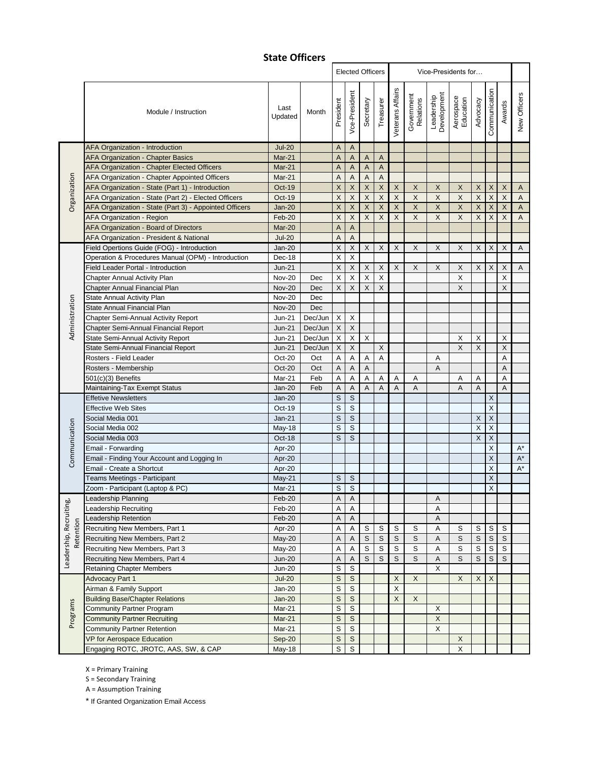# State Officers

| | Module / Instruction | Last Updated | Month | Elected Officers | | | | Vice-Presidents for… | | | | | | | |
|---|---|---|---|---|---|---|---|---|---|---|---|---|---|---|---|
| | | | | President | Vce-President | Secretary | Treasurer | Veterans Affairs | Government Relations | Leadership Development | Aerospace Education | Advocacy | Communication | Awards | New Officers |
| Organization | AFA Organization - Introduction | Jul-20 | | A | A | | | | | | | | | | |
| | AFA Organization - Chapter Basics | Mar-21 | | A | A | A | A | | | | | | | | |
| | AFA Organization - Chapter Elected Officers | Mar-21 | | A | A | A | A | | | | | | | | |
| | AFA Organization - Chapter Appointed Officers | Mar-21 | | A | A | A | A | | | | | | | | |
| | AFA Organization - State (Part 1) - Introduction | Oct-19 | | X | X | X | X | X | X | X | X | X | X | X | A |
| | AFA Organization - State (Part 2) - Elected Officers | Oct-19 | | X | X | X | X | X | X | X | X | X | X | X | A |
| | AFA Organization - State (Part 3) - Appointed Officers | Jan-20 | | X | X | X | X | X | X | X | X | X | X | X | A |
| | AFA Organization - Region | Feb-20 | | X | X | X | X | X | X | X | X | X | X | X | A |
| | AFA Organization - Board of Directors | Mar-20 | | A | A | | | | | | | | | | |
| | AFA Organization - President & National | Jul-20 | | A | A | | | | | | | | | | |
| Administration | Field Opertions Guide (FOG) - Introduction | Jan-20 | | X | X | X | X | X | X | X | X | X | X | X | A |
| | Operation & Procedures Manual (OPM) - Introduction | Dec-18 | | X | X | | | | | | | | | | |
| | Field Leader Portal - Introduction | Jun-21 | | X | X | X | X | X | X | X | X | X | X | X | A |
| | Chapter Annual Activity Plan | Nov-20 | Dec | X | X | X | X | | | | X | | | X | |
| | Chapter Annual Financial Plan | Nov-20 | Dec | X | X | X | X | | | | X | | | X | |
| | State Annual Activity Plan | Nov-20 | Dec | | | | | | | | | | | | |
| | State Annual Financial Plan | Nov-20 | Dec | | | | | | | | | | | | |
| | Chapter Semi-Annual Activity Report | Jun-21 | Dec/Jun | X | X | | | | | | | | | | |
| | Chapter Semi-Annual Financial Report | Jun-21 | Dec/Jun | X | X | | | | | | | | | | |
| | State Semi-Annual Activity Report | Jun-21 | Dec/Jun | X | X | X | | | | | X | X | | X | |
| | State Semi-Annual Financial Report | Jun-21 | Dec/Jun | X | X | | X | | | | X | X | | X | |
| | Rosters - Field Leader | Oct-20 | Oct | A | A | A | A | | | A | | | | A | |
| | Rosters - Membership | Oct-20 | Oct | A | A | A | | | | A | | | | A | |
| | 501(c)(3) Benefits | Mar-21 | Feb | A | A | A | A | A | A | | A | A | | A | |
| | Maintaining-Tax Exempt Status | Jan-20 | Feb | A | A | A | A | A | A | | A | A | | A | |
| Communication | Effetive Newsletters | Jan-20 | | S | S | | | | | | | | X | | |
| | Effective Web Sites | Oct-19 | | S | S | | | | | | | | X | | |
| | Social Media 001 | Jan-21 | | S | S | | | | | | | X | X | | |
| | Social Media 002 | May-18 | | S | S | | | | | | | X | X | | |
| | Social Media 003 | Oct-18 | | S | S | | | | | | | X | X | | |
| | Email - Forwarding | Apr-20 | | | | | | | | | | | X | | A* |
| | Email - Finding Your Account and Logging In | Apr-20 | | | | | | | | | | | X | | A* |
| | Email - Create a Shortcut | Apr-20 | | | | | | | | | | | X | | A* |
| | Teams Meetings - Participant | May-21 | | S | S | | | | | | | | X | | |
| | Zoom - Participant (Laptop & PC) | Mar-21 | | S | S | | | | | | | | X | | |
| Leadership, Recruiting, Retention | Leadership Planning | Feb-20 | | A | A | | | | | A | | | | | |
| | Leadership Recruiting | Feb-20 | | A | A | | | | | A | | | | | |
| | Leadership Retention | Feb-20 | | A | A | | | | | A | | | | | |
| | Recruiting New Members, Part 1 | Apr-20 | | A | A | S | S | S | S | A | S | S | S | S | |
| | Recruiting New Members, Part 2 | May-20 | | A | A | S | S | S | S | A | S | S | S | S | |
| | Recruiting New Members, Part 3 | May-20 | | A | A | S | S | S | S | A | S | S | S | S | |
| | Recruiting New Members, Part 4 | Jun-20 | | A | A | S | S | S | S | A | S | S | S | S | |
| | Retaining Chapter Members | Jun-20 | | S | S | | | | | X | | | | | |
| Programs | Advocacy Part 1 | Jul-20 | | S | S | | | X | X | | X | X | X | | |
| | Airman & Family Support | Jan-20 | | S | S | | | X | | | | | | | |
| | Building Base/Chapter Relations | Jan-20 | | S | S | | | X | X | | | | | | |
| | Community Partner Program | Mar-21 | | S | S | | | | | X | | | | | |
| | Community Partner Recruiting | Mar-21 | | S | S | | | | | X | | | | | |
| | Community Partner Retention | Mar-21 | | S | S | | | | | X | | | | | |
| | VP for Aerospace Education | Sep-20 | | S | S | | | | | | X | | | | |
| | Engaging ROTC, JROTC, AAS, SW, & CAP | May-18 | | S | S | | | | | | X | | | | |

X = Primary Training

S = Secondary Training

A = Assumption Training

* If Granted Organization Email Access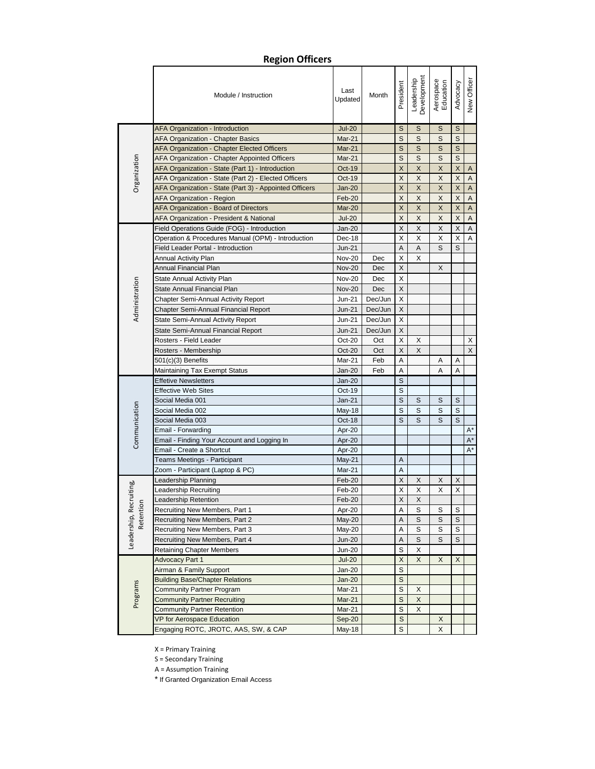## Region Officers

| | Module / Instruction | Last Updated | Month | President | Leadership Development | Aerospace Education | Advocacy | New Officer |
|---|---|---|---|---|---|---|---|---|
| Organization | AFA Organization - Introduction | Jul-20 | | S | S | S | S | |
| | AFA Organization - Chapter Basics | Mar-21 | | S | S | S | S | |
| | AFA Organization - Chapter Elected Officers | Mar-21 | | S | S | S | S | |
| | AFA Organization - Chapter Appointed Officers | Mar-21 | | S | S | S | S | |
| | AFA Organization - State (Part 1) - Introduction | Oct-19 | | X | X | X | X | A |
| | AFA Organization - State (Part 2) - Elected Officers | Oct-19 | | X | X | X | X | A |
| | AFA Organization - State (Part 3) - Appointed Officers | Jan-20 | | X | X | X | X | A |
| | AFA Organization - Region | Feb-20 | | X | X | X | X | A |
| | AFA Organization - Board of Directors | Mar-20 | | X | X | X | X | A |
| | AFA Organization - President & National | Jul-20 | | X | X | X | X | A |
| Administration | Field Operations Guide (FOG) - Introduction | Jan-20 | | X | X | X | X | A |
| | Operation & Procedures Manual (OPM) - Introduction | Dec-18 | | X | X | X | X | A |
| | Field Leader Portal - Introduction | Jun-21 | | A | A | S | S | |
| | Annual Activity Plan | Nov-20 | Dec | X | X | | | |
| | Annual Financial Plan | Nov-20 | Dec | X | | X | | |
| | State Annual Activity Plan | Nov-20 | Dec | X | | | | |
| | State Annual Financial Plan | Nov-20 | Dec | X | | | | |
| | Chapter Semi-Annual Activity Report | Jun-21 | Dec/Jun | X | | | | |
| | Chapter Semi-Annual Financial Report | Jun-21 | Dec/Jun | X | | | | |
| | State Semi-Annual Activity Report | Jun-21 | Dec/Jun | X | | | | |
| | State Semi-Annual Financial Report | Jun-21 | Dec/Jun | X | | | | |
| | Rosters - Field Leader | Oct-20 | Oct | X | X | | | X |
| | Rosters - Membership | Oct-20 | Oct | X | X | | | X |
| | 501(c)(3) Benefits | Mar-21 | Feb | A | | A | A | |
| | Maintaining Tax Exempt Status | Jan-20 | Feb | A | | A | A | |
| Communication | Effetive Newsletters | Jan-20 | | S | | | | |
| | Effective Web Sites | Oct-19 | | S | | | | |
| | Social Media 001 | Jan-21 | | S | S | S | S | |
| | Social Media 002 | May-18 | | S | S | S | S | |
| | Social Media 003 | Oct-18 | | S | S | S | S | |
| | Email - Forwarding | Apr-20 | | | | | | A* |
| | Email - Finding Your Account and Logging In | Apr-20 | | | | | | A* |
| | Email - Create a Shortcut | Apr-20 | | | | | | A* |
| | Teams Meetings - Participant | May-21 | | A | | | | |
| | Zoom - Participant (Laptop & PC) | Mar-21 | | A | | | | |
| Leadership, Recruiting, Retention | Leadership Planning | Feb-20 | | X | X | X | X | |
| | Leadership Recruiting | Feb-20 | | X | X | X | X | |
| | Leadership Retention | Feb-20 | | X | X | | | |
| | Recruiting New Members, Part 1 | Apr-20 | | A | S | S | S | |
| | Recruiting New Members, Part 2 | May-20 | | A | S | S | S | |
| | Recruiting New Members, Part 3 | May-20 | | A | S | S | S | |
| | Recruiting New Members, Part 4 | Jun-20 | | A | S | S | S | |
| | Retaining Chapter Members | Jun-20 | | S | X | | | |
| Programs | Advocacy Part 1 | Jul-20 | | X | X | X | X | |
| | Airman & Family Support | Jan-20 | | S | | | | |
| | Building Base/Chapter Relations | Jan-20 | | S | | | | |
| | Community Partner Program | Mar-21 | | S | X | | | |
| | Community Partner Recruiting | Mar-21 | | S | X | | | |
| | Community Partner Retention | Mar-21 | | S | X | | | |
| | VP for Aerospace Education | Sep-20 | | S | | X | | |
| | Engaging ROTC, JROTC, AAS, SW, & CAP | May-18 | | S | | X | | |

X = Primary Training

S = Secondary Training

A = Assumption Training

* If Granted Organization Email Access